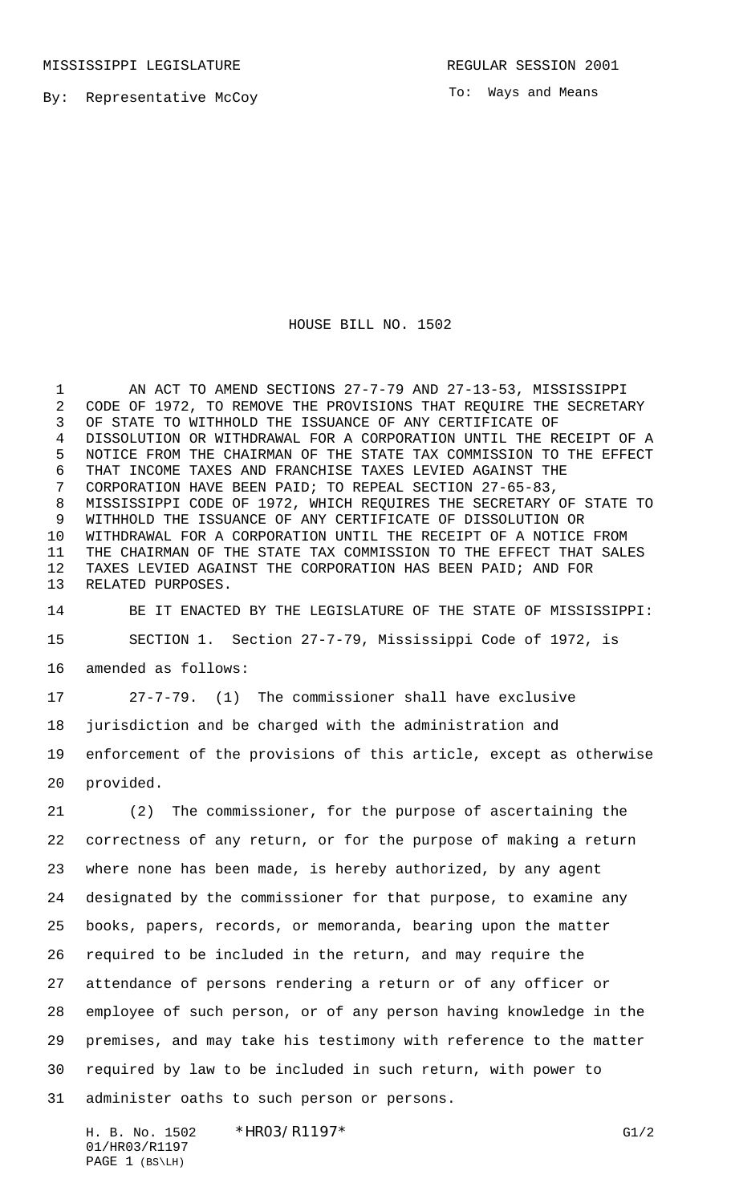MISSISSIPPI LEGISLATURE REGULAR SESSION 2001

By: Representative McCoy

To: Ways and Means

# HOUSE BILL NO. 1502

AN ACT TO AMEND SECTIONS 27-7-79 AND 27-13-53, MISSISSIPPI CODE OF 1972, TO REMOVE THE PROVISIONS THAT REQUIRE THE SECRETARY OF STATE TO WITHHOLD THE ISSUANCE OF ANY CERTIFICATE OF DISSOLUTION OR WITHDRAWAL FOR A CORPORATION UNTIL THE RECEIPT OF A NOTICE FROM THE CHAIRMAN OF THE STATE TAX COMMISSION TO THE EFFECT THAT INCOME TAXES AND FRANCHISE TAXES LEVIED AGAINST THE CORPORATION HAVE BEEN PAID; TO REPEAL SECTION 27-65-83, MISSISSIPPI CODE OF 1972, WHICH REQUIRES THE SECRETARY OF STATE TO WITHHOLD THE ISSUANCE OF ANY CERTIFICATE OF DISSOLUTION OR WITHDRAWAL FOR A CORPORATION UNTIL THE RECEIPT OF A NOTICE FROM THE CHAIRMAN OF THE STATE TAX COMMISSION TO THE EFFECT THAT SALES TAXES LEVIED AGAINST THE CORPORATION HAS BEEN PAID; AND FOR RELATED PURPOSES.

BE IT ENACTED BY THE LEGISLATURE OF THE STATE OF MISSISSIPPI:

SECTION 1. Section 27-7-79, Mississippi Code of 1972, is amended as follows:

27-7-79. (1) The commissioner shall have exclusive jurisdiction and be charged with the administration and enforcement of the provisions of this article, except as otherwise provided.

(2) The commissioner, for the purpose of ascertaining the correctness of any return, or for the purpose of making a return where none has been made, is hereby authorized, by any agent designated by the commissioner for that purpose, to examine any books, papers, records, or memoranda, bearing upon the matter required to be included in the return, and may require the attendance of persons rendering a return or of any officer or employee of such person, or of any person having knowledge in the premises, and may take his testimony with reference to the matter required by law to be included in such return, with power to administer oaths to such person or persons.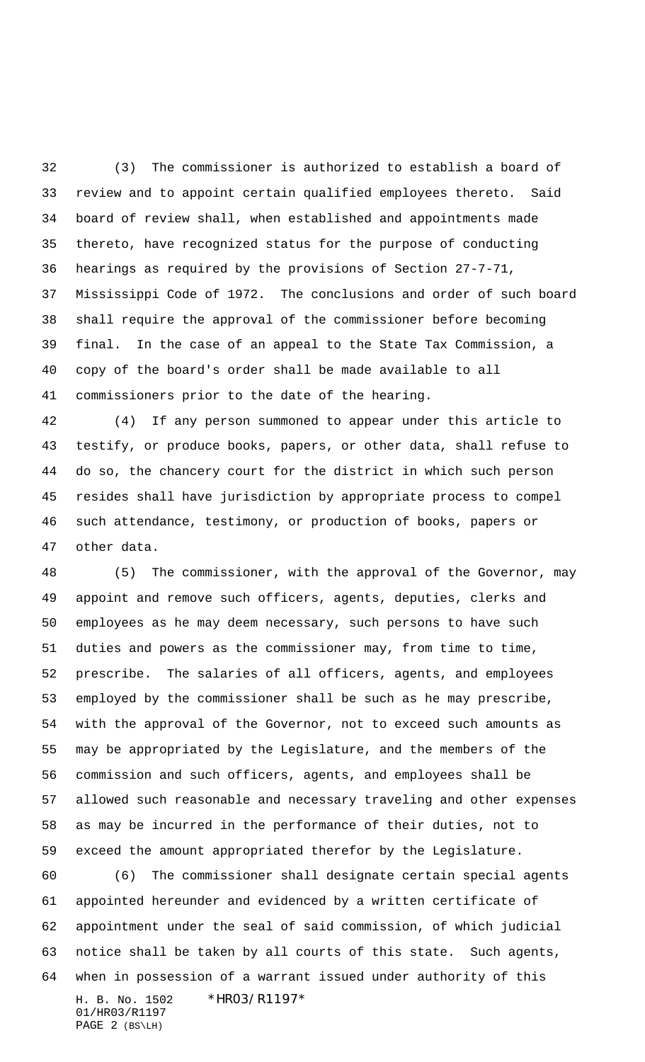(3) The commissioner is authorized to establish a board of review and to appoint certain qualified employees thereto. Said board of review shall, when established and appointments made thereto, have recognized status for the purpose of conducting hearings as required by the provisions of Section 27-7-71, Mississippi Code of 1972. The conclusions and order of such board shall require the approval of the commissioner before becoming final. In the case of an appeal to the State Tax Commission, a copy of the board's order shall be made available to all commissioners prior to the date of the hearing.

(4) If any person summoned to appear under this article to testify, or produce books, papers, or other data, shall refuse to do so, the chancery court for the district in which such person resides shall have jurisdiction by appropriate process to compel such attendance, testimony, or production of books, papers or other data.

(5) The commissioner, with the approval of the Governor, may appoint and remove such officers, agents, deputies, clerks and employees as he may deem necessary, such persons to have such duties and powers as the commissioner may, from time to time, prescribe. The salaries of all officers, agents, and employees employed by the commissioner shall be such as he may prescribe, with the approval of the Governor, not to exceed such amounts as may be appropriated by the Legislature, and the members of the commission and such officers, agents, and employees shall be allowed such reasonable and necessary traveling and other expenses as may be incurred in the performance of their duties, not to exceed the amount appropriated therefor by the Legislature.

(6) The commissioner shall designate certain special agents appointed hereunder and evidenced by a written certificate of appointment under the seal of said commission, of which judicial notice shall be taken by all courts of this state. Such agents, when in possession of a warrant issued under authority of this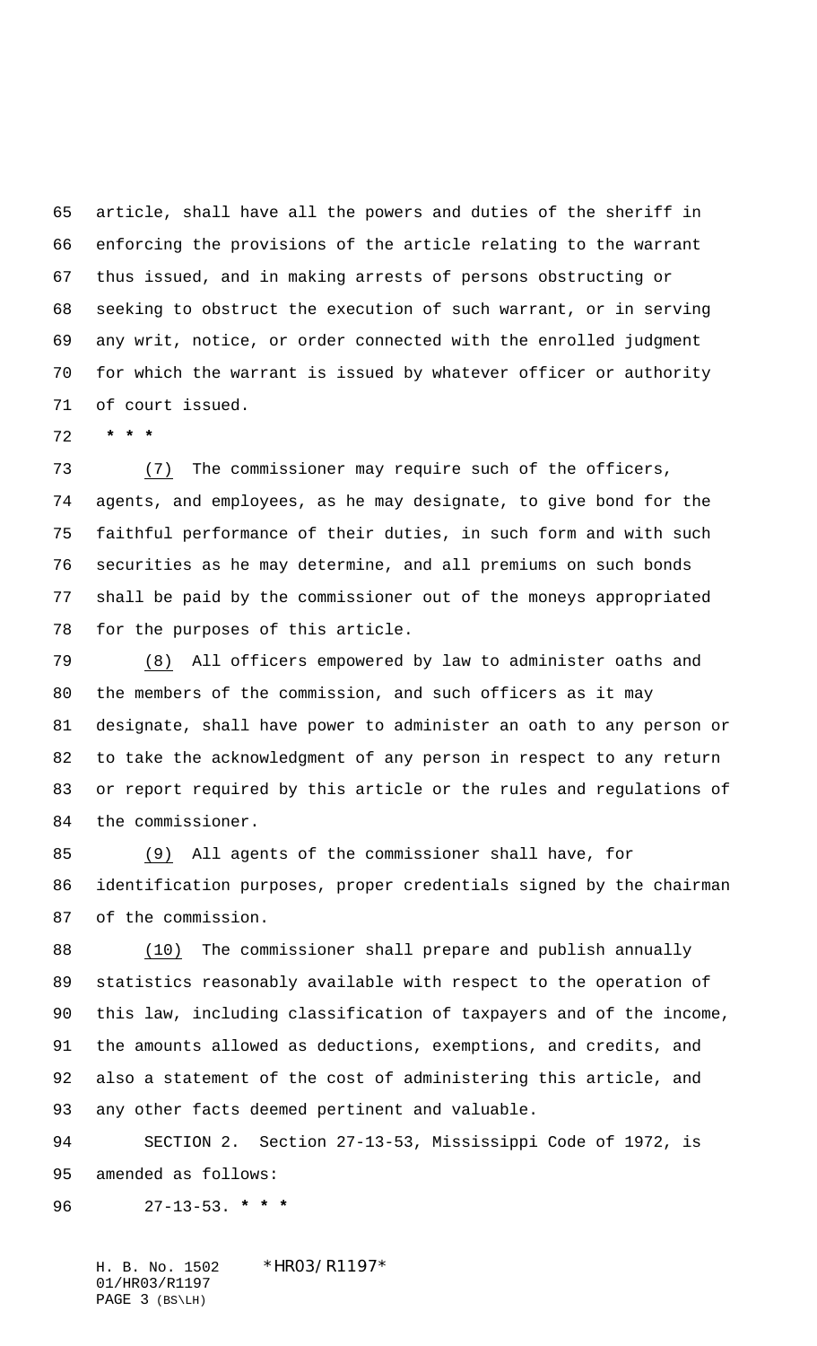article, shall have all the powers and duties of the sheriff in enforcing the provisions of the article relating to the warrant thus issued, and in making arrests of persons obstructing or seeking to obstruct the execution of such warrant, or in serving any writ, notice, or order connected with the enrolled judgment for which the warrant is issued by whatever officer or authority of court issued.

**\* \* \***

(7) The commissioner may require such of the officers, agents, and employees, as he may designate, to give bond for the faithful performance of their duties, in such form and with such securities as he may determine, and all premiums on such bonds shall be paid by the commissioner out of the moneys appropriated for the purposes of this article.

(8) All officers empowered by law to administer oaths and the members of the commission, and such officers as it may designate, shall have power to administer an oath to any person or to take the acknowledgment of any person in respect to any return or report required by this article or the rules and regulations of the commissioner.

(9) All agents of the commissioner shall have, for identification purposes, proper credentials signed by the chairman of the commission.

(10) The commissioner shall prepare and publish annually statistics reasonably available with respect to the operation of this law, including classification of taxpayers and of the income, the amounts allowed as deductions, exemptions, and credits, and also a statement of the cost of administering this article, and any other facts deemed pertinent and valuable.

SECTION 2. Section 27-13-53, Mississippi Code of 1972, is amended as follows:

27-13-53. **\* \* \***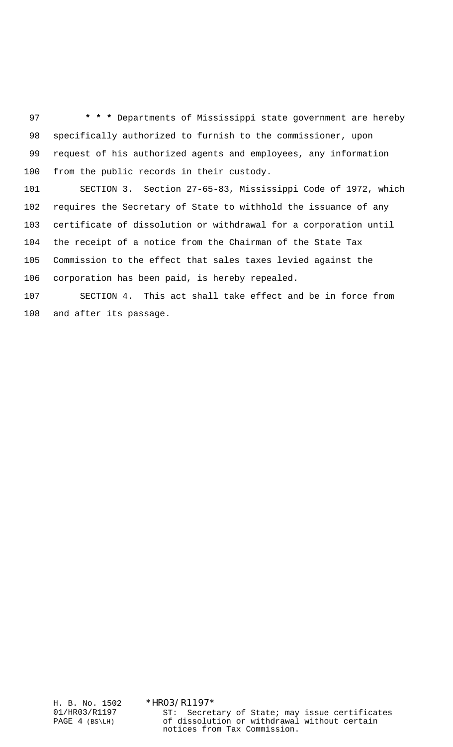**\* \* \*** Departments of Mississippi state government are hereby specifically authorized to furnish to the commissioner, upon request of his authorized agents and employees, any information from the public records in their custody.

SECTION 3. Section 27-65-83, Mississippi Code of 1972, which requires the Secretary of State to withhold the issuance of any certificate of dissolution or withdrawal for a corporation until the receipt of a notice from the Chairman of the State Tax Commission to the effect that sales taxes levied against the corporation has been paid, is hereby repealed.

SECTION 4. This act shall take effect and be in force from and after its passage.

ST: Secretary of State; may issue certificates of dissolution or withdrawal without certain notices from Tax Commission.